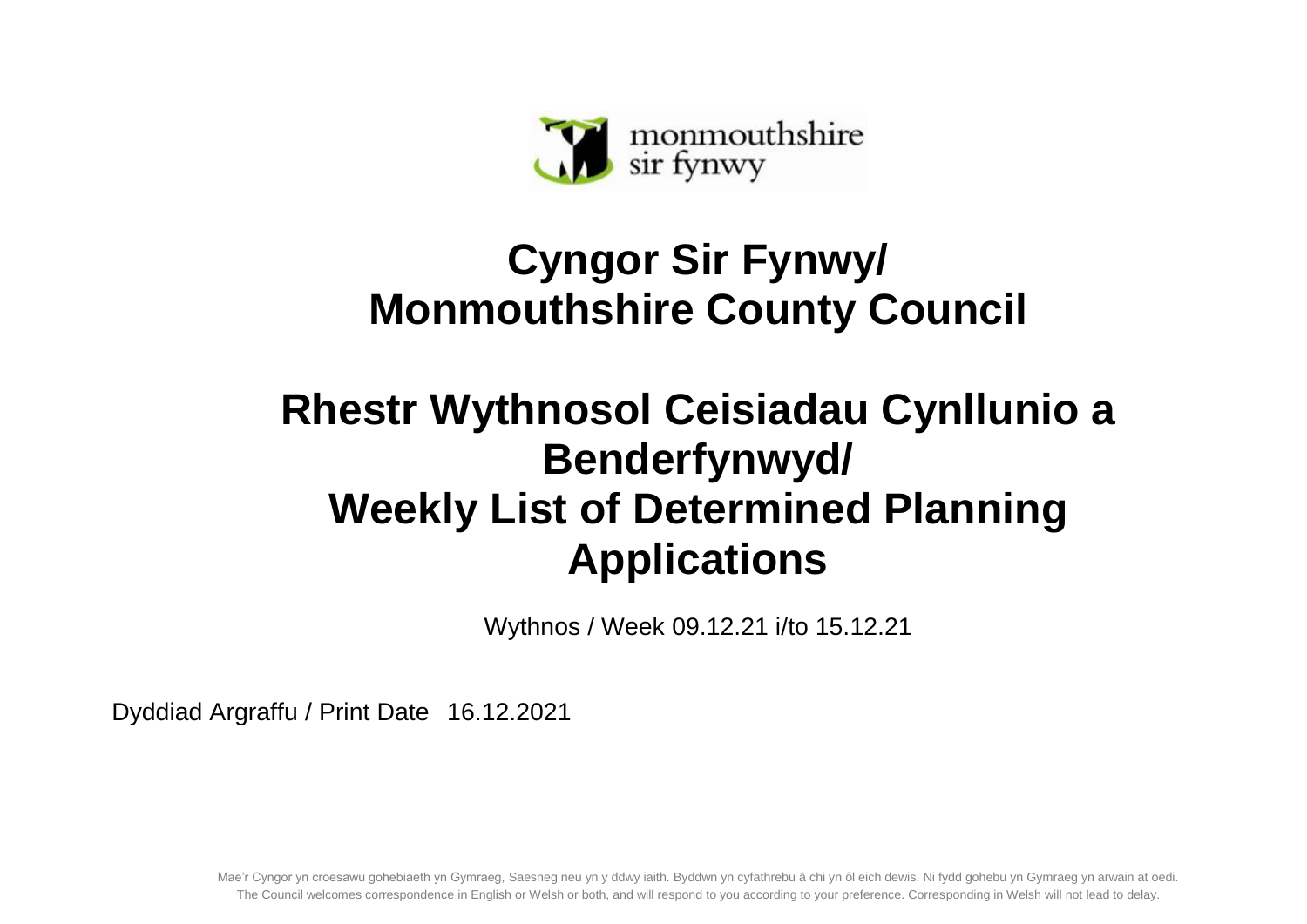monmouthshire
sir fynwy

# Cyngor Sir Fynwy/ Monmouthshire County Council

# Rhestr Wythnosol Ceisiadau Cynllunio a Benderfynwyd/ Weekly List of Determined Planning Applications

Wythnos / Week 09.12.21 i/to 15.12.21

Dyddiad Argraffu / Print Date 16.12.2021

Mae'r Cyngor yn croesawu gohebiaeth yn Gymraeg, Saesneg neu yn y ddwy iaith. Byddwn yn cyfathrebu â chi yn ôl eich dewis. Ni fydd gohebu yn Gymraeg yn arwain at oedi.
The Council welcomes correspondence in English or Welsh or both, and will respond to you according to your preference. Corresponding in Welsh will not lead to delay.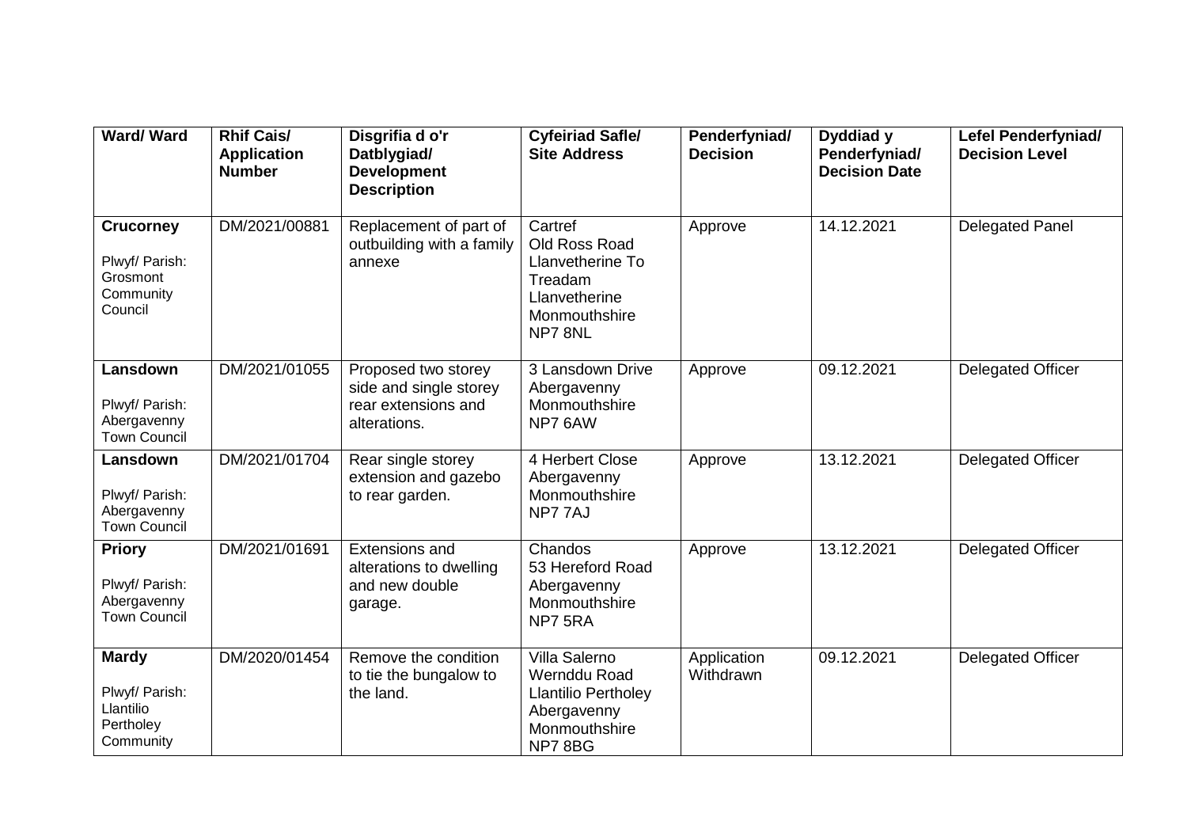| Ward/ Ward | Rhif Cais/ Application Number | Disgrifia d o'r Datblygiad/ Development Description | Cyfeiriad Safle/ Site Address | Penderfyniad/ Decision | Dyddiad y Penderfyniad/ Decision Date | Lefel Penderfyniad/ Decision Level |
|---|---|---|---|---|---|---|
| **Crucorney**<br><br>Plwyf/ Parish: Grosmont Community Council | DM/2021/00881 | Replacement of part of outbuilding with a family annexe | Cartref<br>Old Ross Road<br>Llanvetherine To Treadam<br>Llanvetherine<br>Monmouthshire<br>NP7 8NL | Approve | 14.12.2021 | Delegated Panel |
| **Lansdown**<br><br>Plwyf/ Parish: Abergavenny Town Council | DM/2021/01055 | Proposed two storey side and single storey rear extensions and alterations. | 3 Lansdown Drive<br>Abergavenny<br>Monmouthshire<br>NP7 6AW | Approve | 09.12.2021 | Delegated Officer |
| **Lansdown**<br><br>Plwyf/ Parish: Abergavenny Town Council | DM/2021/01704 | Rear single storey extension and gazebo to rear garden. | 4 Herbert Close<br>Abergavenny<br>Monmouthshire<br>NP7 7AJ | Approve | 13.12.2021 | Delegated Officer |
| **Priory**<br><br>Plwyf/ Parish: Abergavenny Town Council | DM/2021/01691 | Extensions and alterations to dwelling and new double garage. | Chandos<br>53 Hereford Road<br>Abergavenny<br>Monmouthshire<br>NP7 5RA | Approve | 13.12.2021 | Delegated Officer |
| **Mardy**<br><br>Plwyf/ Parish: Llantilio Pertholey Community | DM/2020/01454 | Remove the condition to tie the bungalow to the land. | Villa Salerno<br>Wernddu Road<br>Llantilio Pertholey<br>Abergavenny<br>Monmouthshire<br>NP7 8BG | Application Withdrawn | 09.12.2021 | Delegated Officer |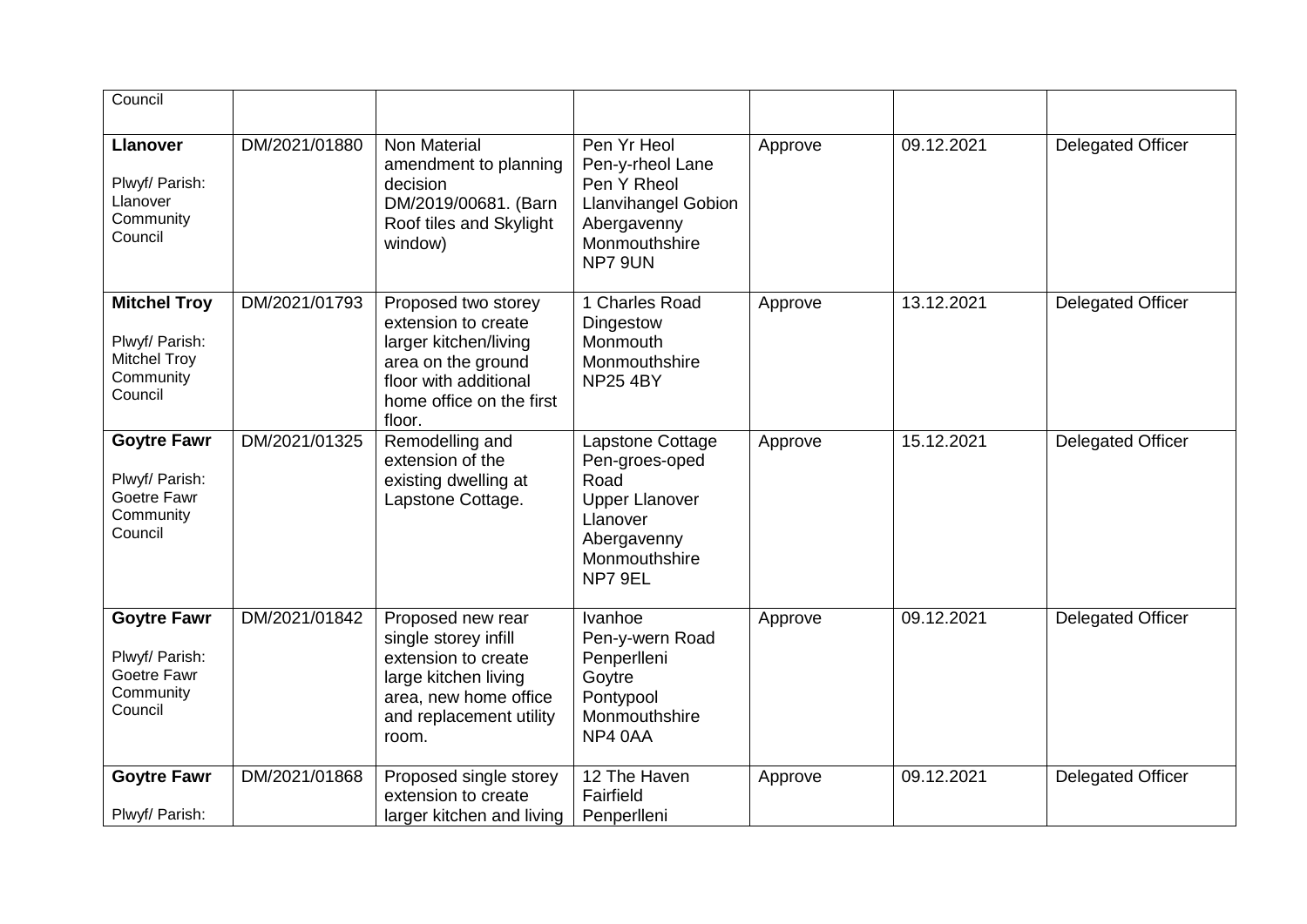| Council | | | | | | |
|---|---|---|---|---|---|---|
| **Llanover**<br><br>Plwyf/ Parish: Llanover Community Council | DM/2021/01880 | Non Material amendment to planning decision DM/2019/00681. (Barn Roof tiles and Skylight window) | Pen Yr Heol Pen-y-rheol Lane Pen Y Rheol Llanvihangel Gobion Abergavenny Monmouthshire NP7 9UN | Approve | 09.12.2021 | Delegated Officer |
| **Mitchel Troy**<br><br>Plwyf/ Parish: Mitchel Troy Community Council | DM/2021/01793 | Proposed two storey extension to create larger kitchen/living area on the ground floor with additional home office on the first floor. | 1 Charles Road Dingestow Monmouth Monmouthshire NP25 4BY | Approve | 13.12.2021 | Delegated Officer |
| **Goytre Fawr**<br><br>Plwyf/ Parish: Goetre Fawr Community Council | DM/2021/01325 | Remodelling and extension of the existing dwelling at Lapstone Cottage. | Lapstone Cottage Pen-groes-oped Road Upper Llanover Llanover Abergavenny Monmouthshire NP7 9EL | Approve | 15.12.2021 | Delegated Officer |
| **Goytre Fawr**<br><br>Plwyf/ Parish: Goetre Fawr Community Council | DM/2021/01842 | Proposed new rear single storey infill extension to create large kitchen living area, new home office and replacement utility room. | Ivanhoe Pen-y-wern Road Penperlleni Goytre Pontypool Monmouthshire NP4 0AA | Approve | 09.12.2021 | Delegated Officer |
| **Goytre Fawr**<br><br>Plwyf/ Parish: | DM/2021/01868 | Proposed single storey extension to create larger kitchen and living | 12 The Haven Fairfield Penperlleni | Approve | 09.12.2021 | Delegated Officer |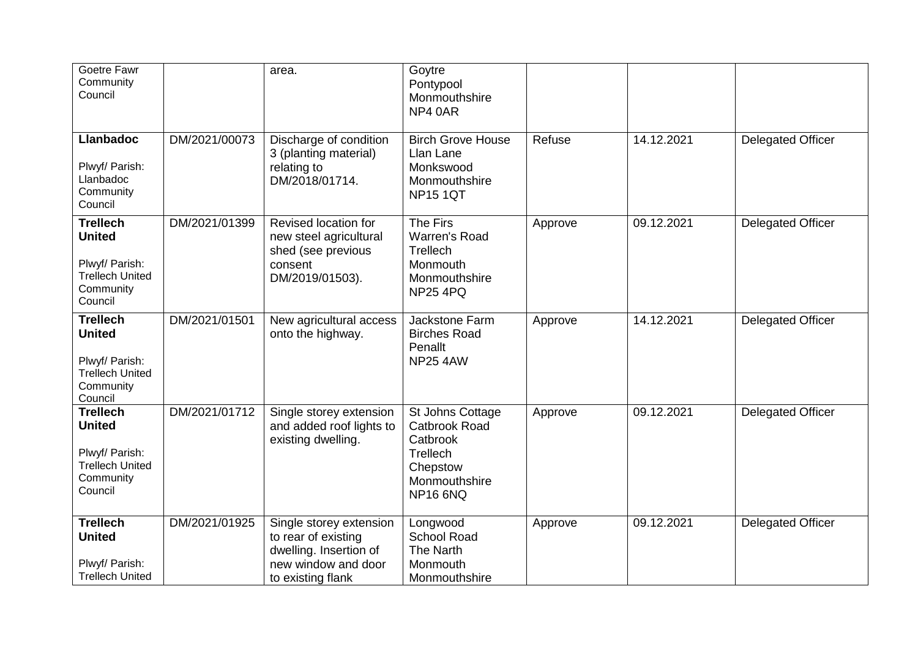| | | | | | | |
|---|---|---|---|---|---|---|
| Goetre Fawr Community Council | | area. | Goytre Pontypool Monmouthshire NP4 0AR | | | |
| **Llanbadoc** Plwyf/ Parish: Llanbadoc Community Council | DM/2021/00073 | Discharge of condition 3 (planting material) relating to DM/2018/01714. | Birch Grove House Llan Lane Monkswood Monmouthshire NP15 1QT | Refuse | 14.12.2021 | Delegated Officer |
| **Trellech United** Plwyf/ Parish: Trellech United Community Council | DM/2021/01399 | Revised location for new steel agricultural shed (see previous consent DM/2019/01503). | The Firs Warren's Road Trellech Monmouth Monmouthshire NP25 4PQ | Approve | 09.12.2021 | Delegated Officer |
| **Trellech United** Plwyf/ Parish: Trellech United Community Council | DM/2021/01501 | New agricultural access onto the highway. | Jackstone Farm Birches Road Penallt NP25 4AW | Approve | 14.12.2021 | Delegated Officer |
| **Trellech United** Plwyf/ Parish: Trellech United Community Council | DM/2021/01712 | Single storey extension and added roof lights to existing dwelling. | St Johns Cottage Catbrook Road Catbrook Trellech Chepstow Monmouthshire NP16 6NQ | Approve | 09.12.2021 | Delegated Officer |
| **Trellech United** Plwyf/ Parish: Trellech United | DM/2021/01925 | Single storey extension to rear of existing dwelling. Insertion of new window and door to existing flank | Longwood School Road The Narth Monmouth Monmouthshire | Approve | 09.12.2021 | Delegated Officer |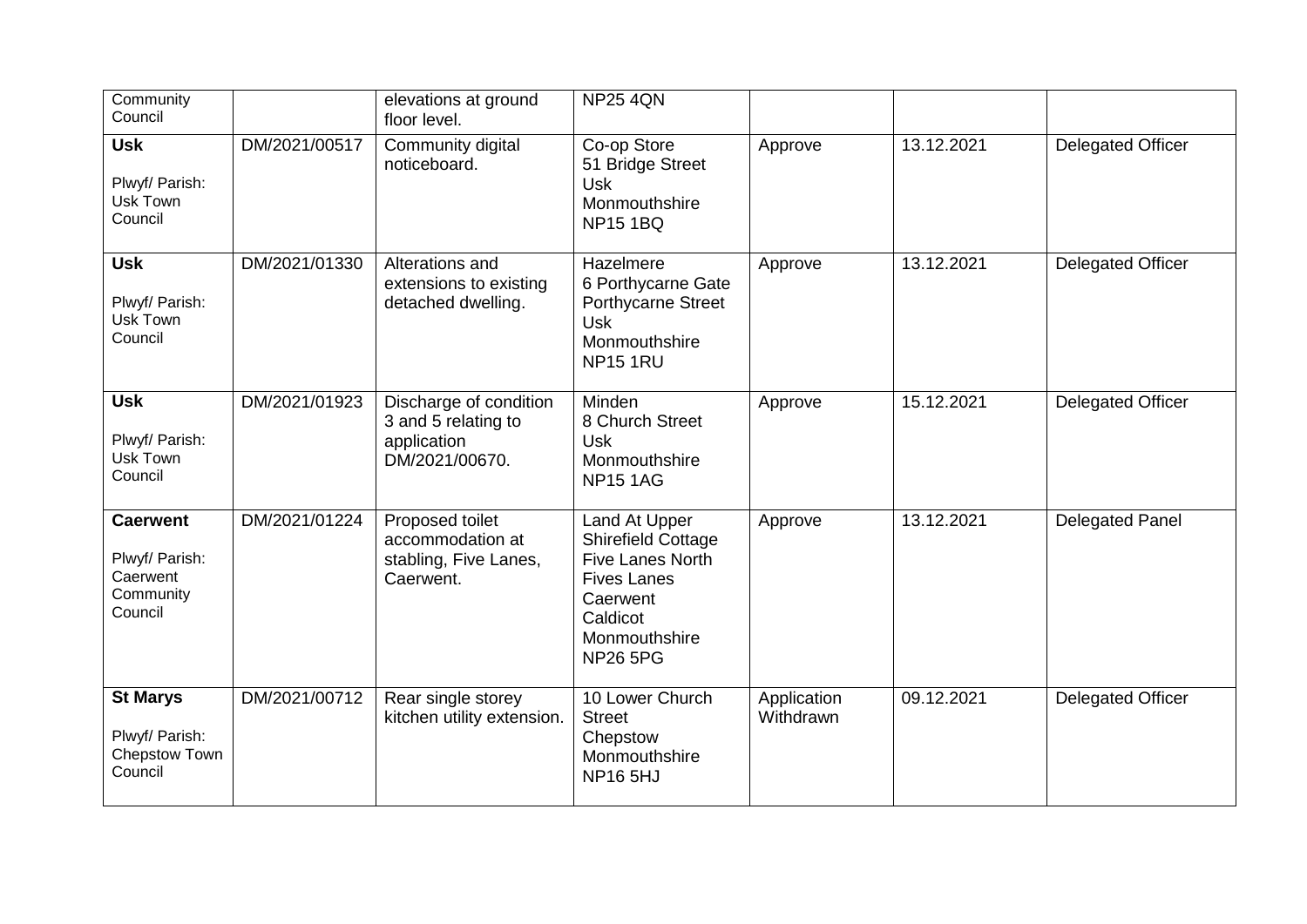| | | | | | | |
|---|---|---|---|---|---|---|
| Community Council | | elevations at ground floor level. | NP25 4QN | | | |
| **Usk** Plwyf/ Parish: Usk Town Council | DM/2021/00517 | Community digital noticeboard. | Co-op Store 51 Bridge Street Usk Monmouthshire NP15 1BQ | Approve | 13.12.2021 | Delegated Officer |
| **Usk** Plwyf/ Parish: Usk Town Council | DM/2021/01330 | Alterations and extensions to existing detached dwelling. | Hazelmere 6 Porthycarne Gate Porthycarne Street Usk Monmouthshire NP15 1RU | Approve | 13.12.2021 | Delegated Officer |
| **Usk** Plwyf/ Parish: Usk Town Council | DM/2021/01923 | Discharge of condition 3 and 5 relating to application DM/2021/00670. | Minden 8 Church Street Usk Monmouthshire NP15 1AG | Approve | 15.12.2021 | Delegated Officer |
| **Caerwent** Plwyf/ Parish: Caerwent Community Council | DM/2021/01224 | Proposed toilet accommodation at stabling, Five Lanes, Caerwent. | Land At Upper Shirefield Cottage Five Lanes North Fives Lanes Caerwent Caldicot Monmouthshire NP26 5PG | Approve | 13.12.2021 | Delegated Panel |
| **St Marys** Plwyf/ Parish: Chepstow Town Council | DM/2021/00712 | Rear single storey kitchen utility extension. | 10 Lower Church Street Chepstow Monmouthshire NP16 5HJ | Application Withdrawn | 09.12.2021 | Delegated Officer |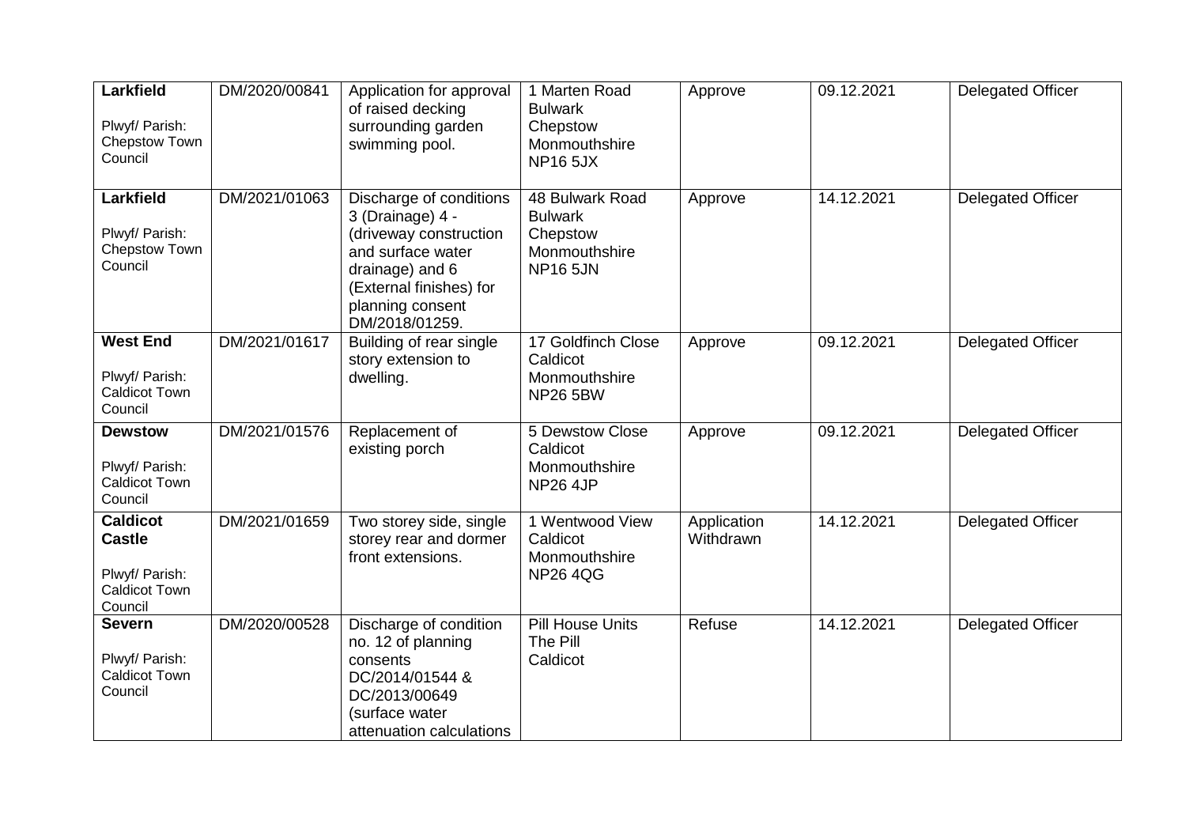| | | | | | | |
|---|---|---|---|---|---|---|
| **Larkfield**<br><br>Plwyf/ Parish: Chepstow Town Council | DM/2020/00841 | Application for approval of raised decking surrounding garden swimming pool. | 1 Marten Road Bulwark Chepstow Monmouthshire NP16 5JX | Approve | 09.12.2021 | Delegated Officer |
| **Larkfield**<br><br>Plwyf/ Parish: Chepstow Town Council | DM/2021/01063 | Discharge of conditions 3 (Drainage) 4 - (driveway construction and surface water drainage) and 6 (External finishes) for planning consent DM/2018/01259. | 48 Bulwark Road Bulwark Chepstow Monmouthshire NP16 5JN | Approve | 14.12.2021 | Delegated Officer |
| **West End**<br><br>Plwyf/ Parish: Caldicot Town Council | DM/2021/01617 | Building of rear single story extension to dwelling. | 17 Goldfinch Close Caldicot Monmouthshire NP26 5BW | Approve | 09.12.2021 | Delegated Officer |
| **Dewstow**<br><br>Plwyf/ Parish: Caldicot Town Council | DM/2021/01576 | Replacement of existing porch | 5 Dewstow Close Caldicot Monmouthshire NP26 4JP | Approve | 09.12.2021 | Delegated Officer |
| **Caldicot Castle**<br><br>Plwyf/ Parish: Caldicot Town Council | DM/2021/01659 | Two storey side, single storey rear and dormer front extensions. | 1 Wentwood View Caldicot Monmouthshire NP26 4QG | Application Withdrawn | 14.12.2021 | Delegated Officer |
| **Severn**<br><br>Plwyf/ Parish: Caldicot Town Council | DM/2020/00528 | Discharge of condition no. 12 of planning consents DC/2014/01544 & DC/2013/00649 (surface water attenuation calculations | Pill House Units The Pill Caldicot | Refuse | 14.12.2021 | Delegated Officer |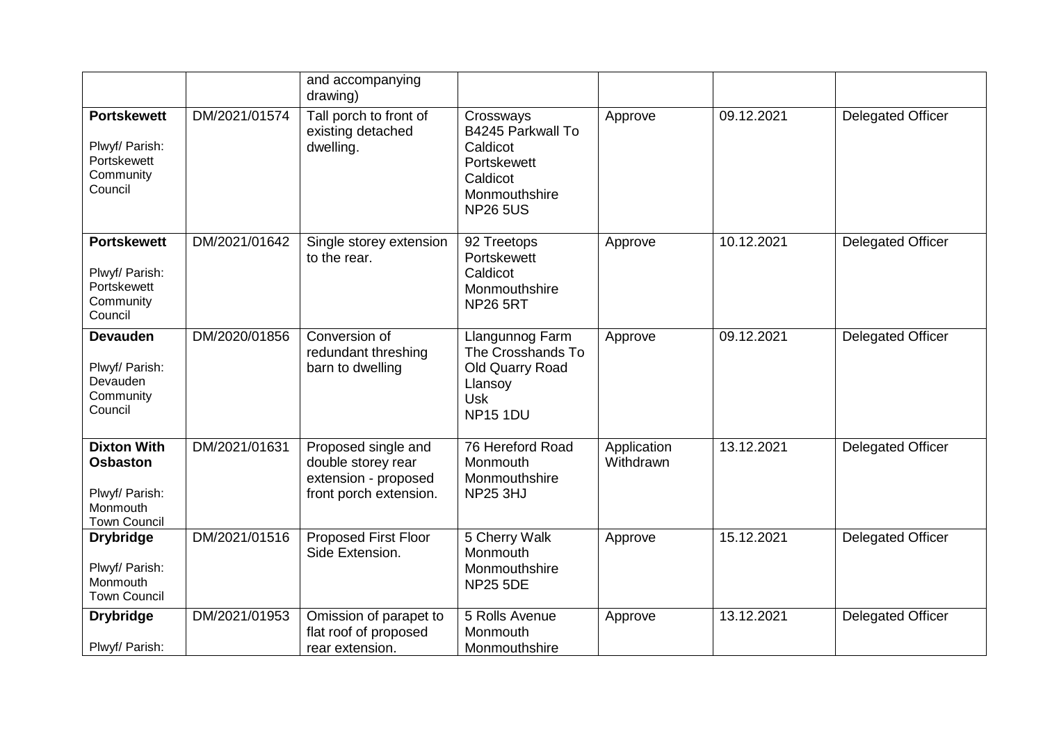| | | | | | | |
|---|---|---|---|---|---|---|
| | | and accompanying drawing) | | | | |
| **Portskewett** Plwyf/ Parish: Portskewett Community Council | DM/2021/01574 | Tall porch to front of existing detached dwelling. | Crossways B4245 Parkwall To Caldicot Portskewett Caldicot Monmouthshire NP26 5US | Approve | 09.12.2021 | Delegated Officer |
| **Portskewett** Plwyf/ Parish: Portskewett Community Council | DM/2021/01642 | Single storey extension to the rear. | 92 Treetops Portskewett Caldicot Monmouthshire NP26 5RT | Approve | 10.12.2021 | Delegated Officer |
| **Devauden** Plwyf/ Parish: Devauden Community Council | DM/2020/01856 | Conversion of redundant threshing barn to dwelling | Llangunnog Farm The Crosshands To Old Quarry Road Llansoy Usk NP15 1DU | Approve | 09.12.2021 | Delegated Officer |
| **Dixton With Osbaston** Plwyf/ Parish: Monmouth Town Council | DM/2021/01631 | Proposed single and double storey rear extension - proposed front porch extension. | 76 Hereford Road Monmouth Monmouthshire NP25 3HJ | Application Withdrawn | 13.12.2021 | Delegated Officer |
| **Drybridge** Plwyf/ Parish: Monmouth Town Council | DM/2021/01516 | Proposed First Floor Side Extension. | 5 Cherry Walk Monmouth Monmouthshire NP25 5DE | Approve | 15.12.2021 | Delegated Officer |
| **Drybridge** Plwyf/ Parish: | DM/2021/01953 | Omission of parapet to flat roof of proposed rear extension. | 5 Rolls Avenue Monmouth Monmouthshire | Approve | 13.12.2021 | Delegated Officer |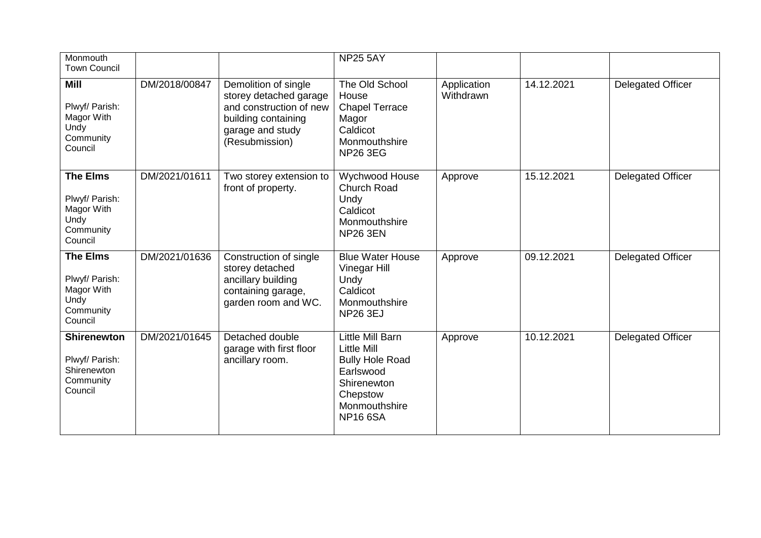| | | | | | | |
|---|---|---|---|---|---|---|
| Monmouth Town Council | | | NP25 5AY | | | |
| **Mill**<br><br>Plwyf/ Parish: Magor With Undy Community Council | DM/2018/00847 | Demolition of single storey detached garage and construction of new building containing garage and study (Resubmission) | The Old School House<br>Chapel Terrace<br>Magor<br>Caldicot<br>Monmouthshire<br>NP26 3EG | Application Withdrawn | 14.12.2021 | Delegated Officer |
| **The Elms**<br><br>Plwyf/ Parish: Magor With Undy Community Council | DM/2021/01611 | Two storey extension to front of property. | Wychwood House<br>Church Road<br>Undy<br>Caldicot<br>Monmouthshire<br>NP26 3EN | Approve | 15.12.2021 | Delegated Officer |
| **The Elms**<br><br>Plwyf/ Parish: Magor With Undy Community Council | DM/2021/01636 | Construction of single storey detached ancillary building containing garage, garden room and WC. | Blue Water House<br>Vinegar Hill<br>Undy<br>Caldicot<br>Monmouthshire<br>NP26 3EJ | Approve | 09.12.2021 | Delegated Officer |
| **Shirenewton**<br><br>Plwyf/ Parish: Shirenewton Community Council | DM/2021/01645 | Detached double garage with first floor ancillary room. | Little Mill Barn<br>Little Mill<br>Bully Hole Road<br>Earlswood<br>Shirenewton<br>Chepstow<br>Monmouthshire<br>NP16 6SA | Approve | 10.12.2021 | Delegated Officer |